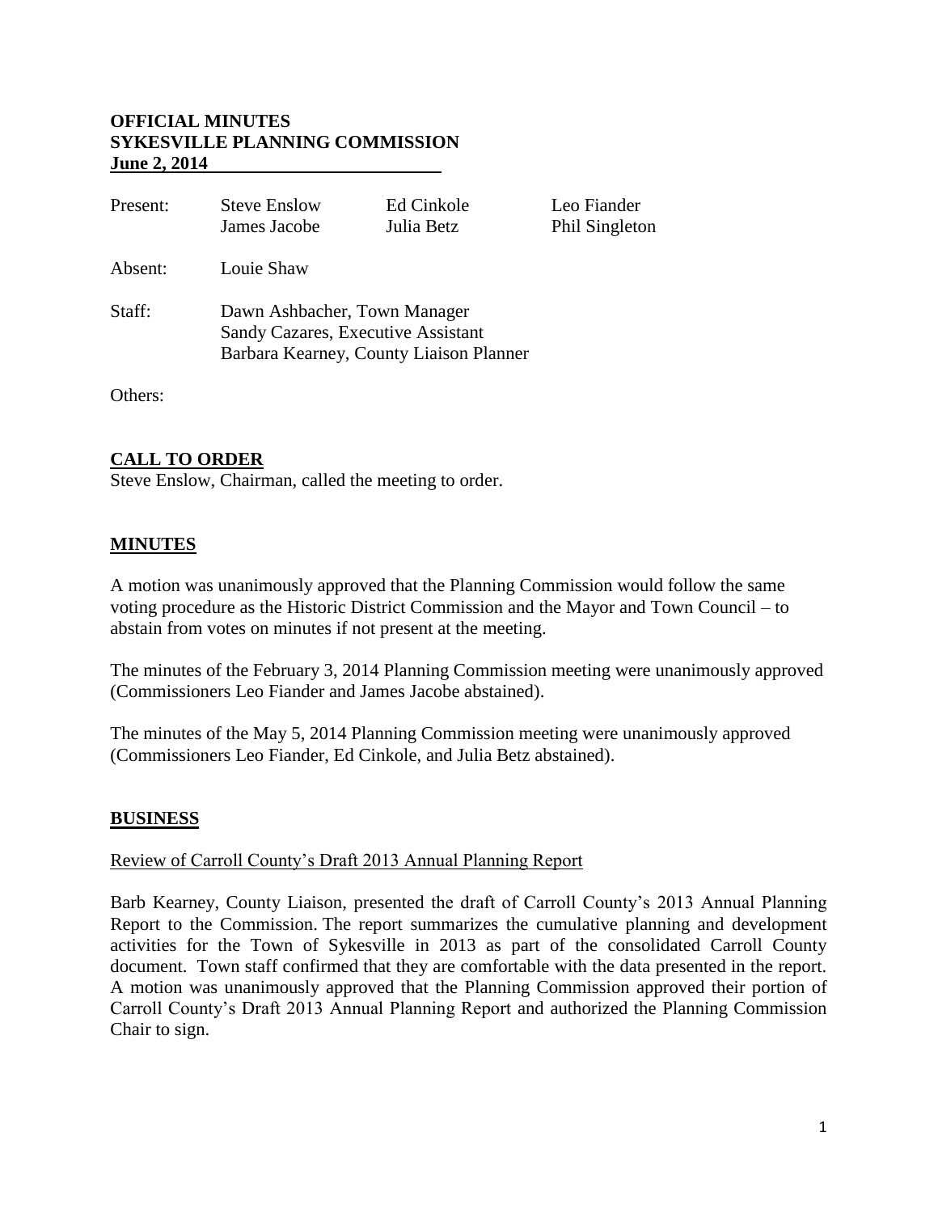**OFFICIAL MINUTES**
**SYKESVILLE PLANNING COMMISSION**
**June 2, 2014**

| | | | |
|---|---|---|---|
| Present: | Steve Enslow | Ed Cinkole | Leo Fiander |
| | James Jacobe | Julia Betz | Phil Singleton |
| Absent: | Louie Shaw | | |
| Staff: | Dawn Ashbacher, Town Manager | | |
| | Sandy Cazares, Executive Assistant | | |
| | Barbara Kearney, County Liaison Planner | | |

Others:

## CALL TO ORDER

Steve Enslow, Chairman, called the meeting to order.

## MINUTES

A motion was unanimously approved that the Planning Commission would follow the same voting procedure as the Historic District Commission and the Mayor and Town Council – to abstain from votes on minutes if not present at the meeting.

The minutes of the February 3, 2014 Planning Commission meeting were unanimously approved (Commissioners Leo Fiander and James Jacobe abstained).

The minutes of the May 5, 2014 Planning Commission meeting were unanimously approved (Commissioners Leo Fiander, Ed Cinkole, and Julia Betz abstained).

## BUSINESS

Review of Carroll County's Draft 2013 Annual Planning Report

Barb Kearney, County Liaison, presented the draft of Carroll County's 2013 Annual Planning Report to the Commission. The report summarizes the cumulative planning and development activities for the Town of Sykesville in 2013 as part of the consolidated Carroll County document. Town staff confirmed that they are comfortable with the data presented in the report. A motion was unanimously approved that the Planning Commission approved their portion of Carroll County's Draft 2013 Annual Planning Report and authorized the Planning Commission Chair to sign.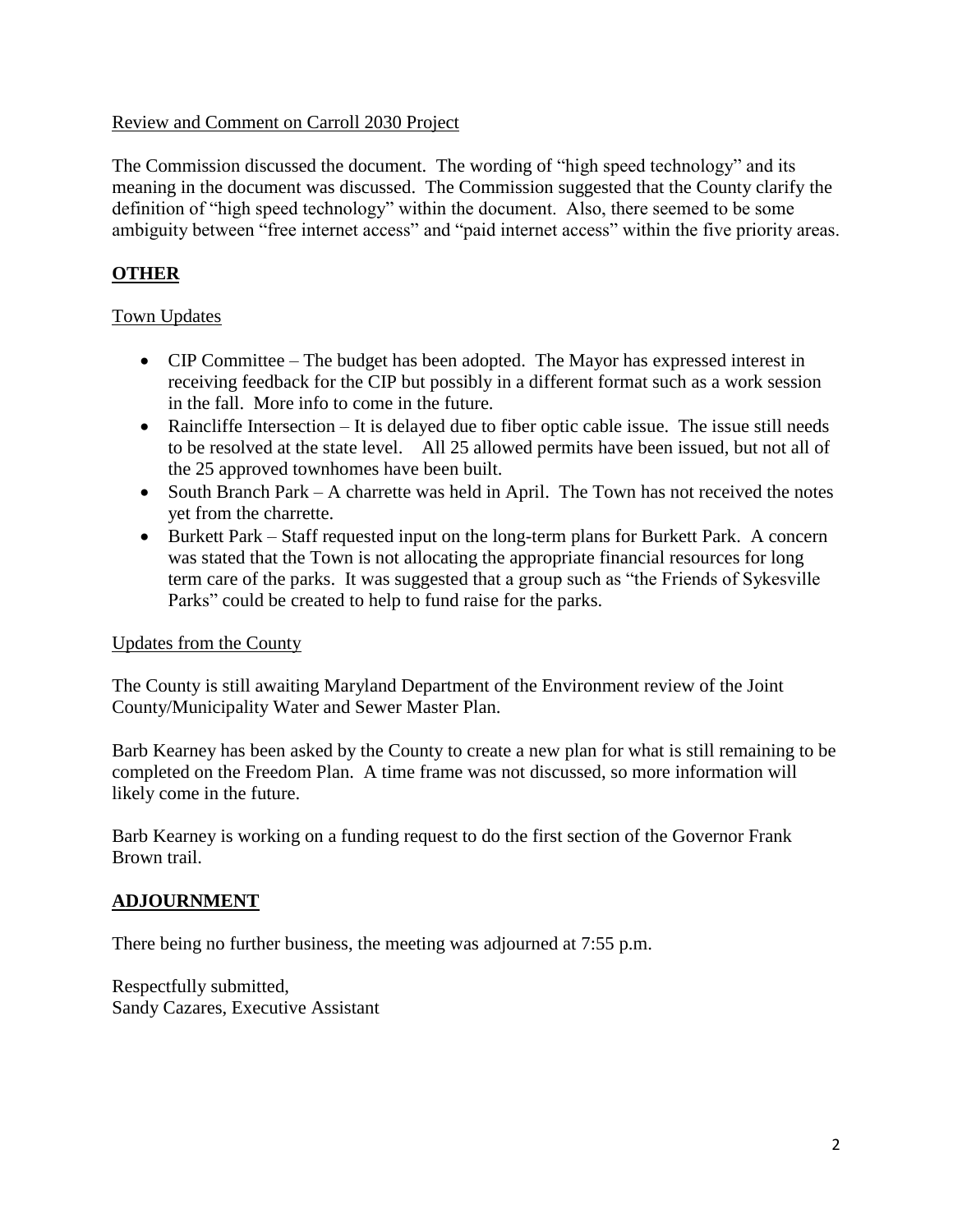Review and Comment on Carroll 2030 Project

The Commission discussed the document. The wording of "high speed technology" and its meaning in the document was discussed. The Commission suggested that the County clarify the definition of "high speed technology" within the document. Also, there seemed to be some ambiguity between "free internet access" and "paid internet access" within the five priority areas.

## **OTHER**

Town Updates

- CIP Committee – The budget has been adopted. The Mayor has expressed interest in receiving feedback for the CIP but possibly in a different format such as a work session in the fall. More info to come in the future.
- Raincliffe Intersection – It is delayed due to fiber optic cable issue. The issue still needs to be resolved at the state level. All 25 allowed permits have been issued, but not all of the 25 approved townhomes have been built.
- South Branch Park – A charrette was held in April. The Town has not received the notes yet from the charrette.
- Burkett Park – Staff requested input on the long-term plans for Burkett Park. A concern was stated that the Town is not allocating the appropriate financial resources for long term care of the parks. It was suggested that a group such as "the Friends of Sykesville Parks" could be created to help to fund raise for the parks.

Updates from the County

The County is still awaiting Maryland Department of the Environment review of the Joint County/Municipality Water and Sewer Master Plan.

Barb Kearney has been asked by the County to create a new plan for what is still remaining to be completed on the Freedom Plan. A time frame was not discussed, so more information will likely come in the future.

Barb Kearney is working on a funding request to do the first section of the Governor Frank Brown trail.

## **ADJOURNMENT**

There being no further business, the meeting was adjourned at 7:55 p.m.

Respectfully submitted,
Sandy Cazares, Executive Assistant